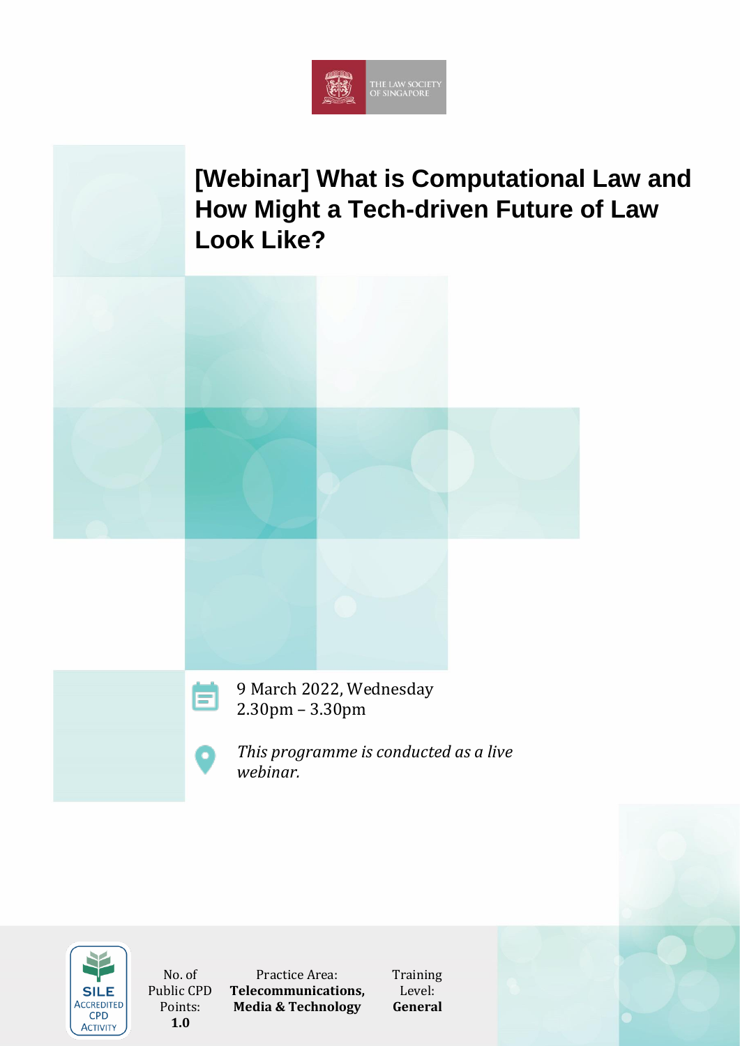THE LAW SOCIETY OF SINGAPORE

# [Webinar] What is Computational Law and How Might a Tech-driven Future of Law Look Like?

9 March 2022, Wednesday
2.30pm – 3.30pm

*This programme is conducted as a live webinar.*

SILE ACCREDITED CPD ACTIVITY

| No. of Public CPD Points: | Practice Area: | Training Level: |
|---|---|---|
| **1.0** | **Telecommunications, Media & Technology** | **General** |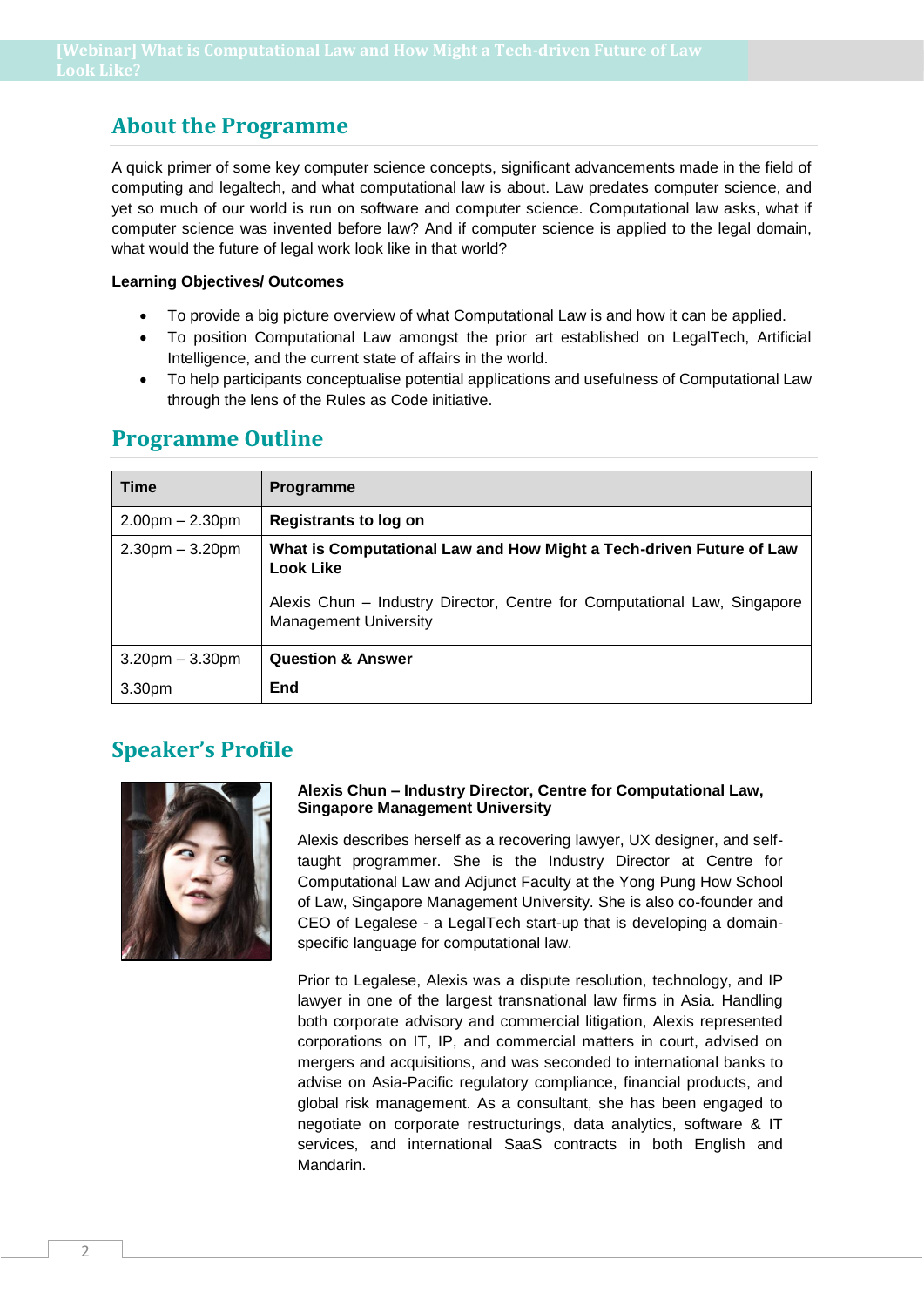## About the Programme

A quick primer of some key computer science concepts, significant advancements made in the field of computing and legaltech, and what computational law is about. Law predates computer science, and yet so much of our world is run on software and computer science. Computational law asks, what if computer science was invented before law? And if computer science is applied to the legal domain, what would the future of legal work look like in that world?

**Learning Objectives/ Outcomes**

- To provide a big picture overview of what Computational Law is and how it can be applied.
- To position Computational Law amongst the prior art established on LegalTech, Artificial Intelligence, and the current state of affairs in the world.
- To help participants conceptualise potential applications and usefulness of Computational Law through the lens of the Rules as Code initiative.

## Programme Outline

| Time | Programme |
|---|---|
| 2.00pm – 2.30pm | **Registrants to log on** |
| 2.30pm – 3.20pm | **What is Computational Law and How Might a Tech-driven Future of Law Look Like**<br><br>Alexis Chun – Industry Director, Centre for Computational Law, Singapore Management University |
| 3.20pm – 3.30pm | **Question & Answer** |
| 3.30pm | **End** |

## Speaker's Profile

**Alexis Chun – Industry Director, Centre for Computational Law, Singapore Management University**

Alexis describes herself as a recovering lawyer, UX designer, and self-taught programmer. She is the Industry Director at Centre for Computational Law and Adjunct Faculty at the Yong Pung How School of Law, Singapore Management University. She is also co-founder and CEO of Legalese - a LegalTech start-up that is developing a domain-specific language for computational law.

Prior to Legalese, Alexis was a dispute resolution, technology, and IP lawyer in one of the largest transnational law firms in Asia. Handling both corporate advisory and commercial litigation, Alexis represented corporations on IT, IP, and commercial matters in court, advised on mergers and acquisitions, and was seconded to international banks to advise on Asia-Pacific regulatory compliance, financial products, and global risk management. As a consultant, she has been engaged to negotiate on corporate restructurings, data analytics, software & IT services, and international SaaS contracts in both English and Mandarin.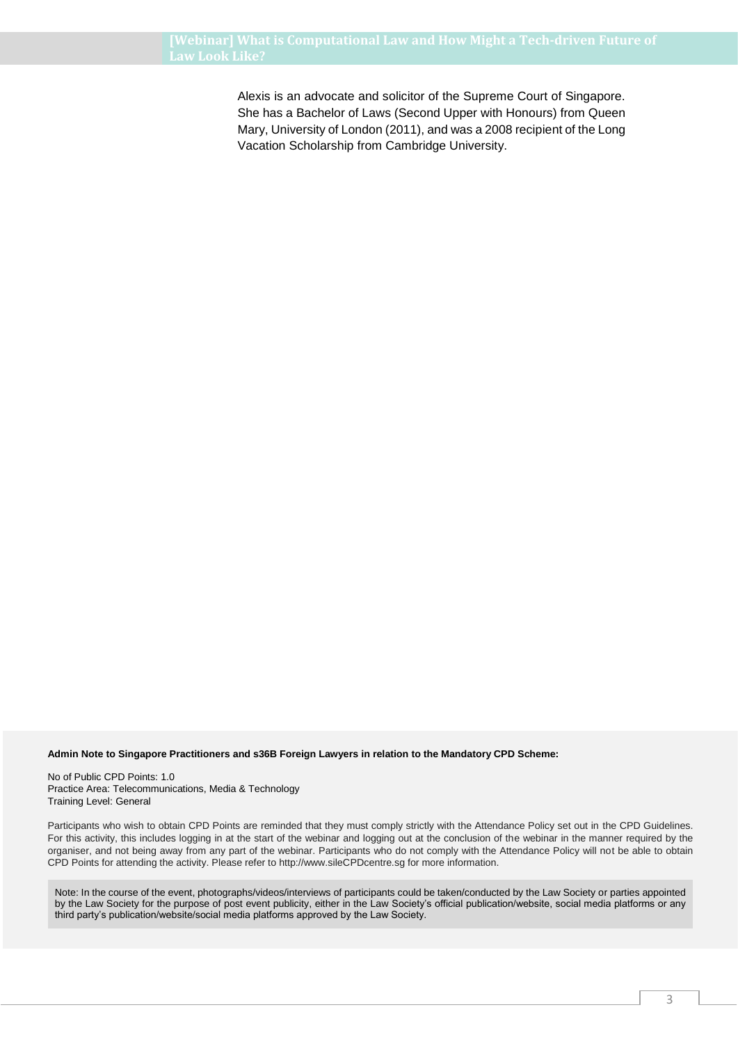Alexis is an advocate and solicitor of the Supreme Court of Singapore. She has a Bachelor of Laws (Second Upper with Honours) from Queen Mary, University of London (2011), and was a 2008 recipient of the Long Vacation Scholarship from Cambridge University.

**Admin Note to Singapore Practitioners and s36B Foreign Lawyers in relation to the Mandatory CPD Scheme:**

No of Public CPD Points: 1.0
Practice Area: Telecommunications, Media & Technology
Training Level: General

Participants who wish to obtain CPD Points are reminded that they must comply strictly with the Attendance Policy set out in the CPD Guidelines. For this activity, this includes logging in at the start of the webinar and logging out at the conclusion of the webinar in the manner required by the organiser, and not being away from any part of the webinar. Participants who do not comply with the Attendance Policy will not be able to obtain CPD Points for attending the activity. Please refer to http://www.sileCPDcentre.sg for more information.

Note: In the course of the event, photographs/videos/interviews of participants could be taken/conducted by the Law Society or parties appointed by the Law Society for the purpose of post event publicity, either in the Law Society's official publication/website, social media platforms or any third party's publication/website/social media platforms approved by the Law Society.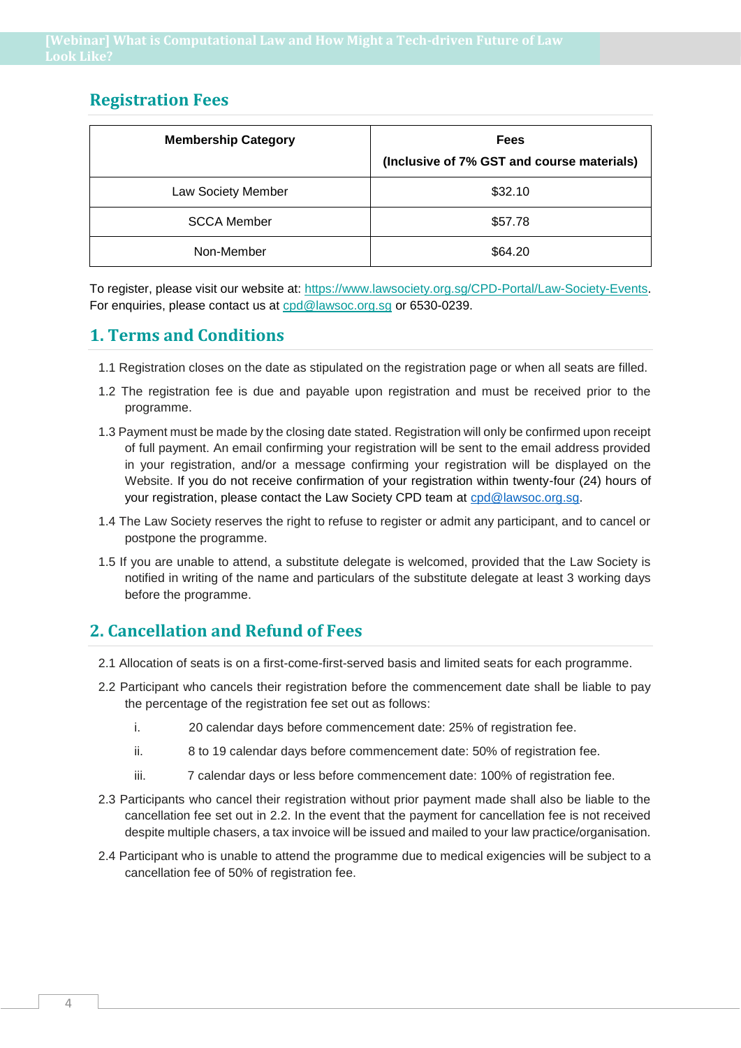## Registration Fees

| Membership Category | Fees (Inclusive of 7% GST and course materials) |
|---|---|
| Law Society Member | $32.10 |
| SCCA Member | $57.78 |
| Non-Member | $64.20 |

To register, please visit our website at: https://www.lawsociety.org.sg/CPD-Portal/Law-Society-Events. For enquiries, please contact us at cpd@lawsoc.org.sg or 6530-0239.

## 1. Terms and Conditions

1.1 Registration closes on the date as stipulated on the registration page or when all seats are filled.

1.2 The registration fee is due and payable upon registration and must be received prior to the programme.

1.3 Payment must be made by the closing date stated. Registration will only be confirmed upon receipt of full payment. An email confirming your registration will be sent to the email address provided in your registration, and/or a message confirming your registration will be displayed on the Website. If you do not receive confirmation of your registration within twenty-four (24) hours of your registration, please contact the Law Society CPD team at cpd@lawsoc.org.sg.

1.4 The Law Society reserves the right to refuse to register or admit any participant, and to cancel or postpone the programme.

1.5 If you are unable to attend, a substitute delegate is welcomed, provided that the Law Society is notified in writing of the name and particulars of the substitute delegate at least 3 working days before the programme.

## 2. Cancellation and Refund of Fees

2.1 Allocation of seats is on a first-come-first-served basis and limited seats for each programme.

2.2 Participant who cancels their registration before the commencement date shall be liable to pay the percentage of the registration fee set out as follows:

i. 20 calendar days before commencement date: 25% of registration fee.

ii. 8 to 19 calendar days before commencement date: 50% of registration fee.

iii. 7 calendar days or less before commencement date: 100% of registration fee.

2.3 Participants who cancel their registration without prior payment made shall also be liable to the cancellation fee set out in 2.2. In the event that the payment for cancellation fee is not received despite multiple chasers, a tax invoice will be issued and mailed to your law practice/organisation.

2.4 Participant who is unable to attend the programme due to medical exigencies will be subject to a cancellation fee of 50% of registration fee.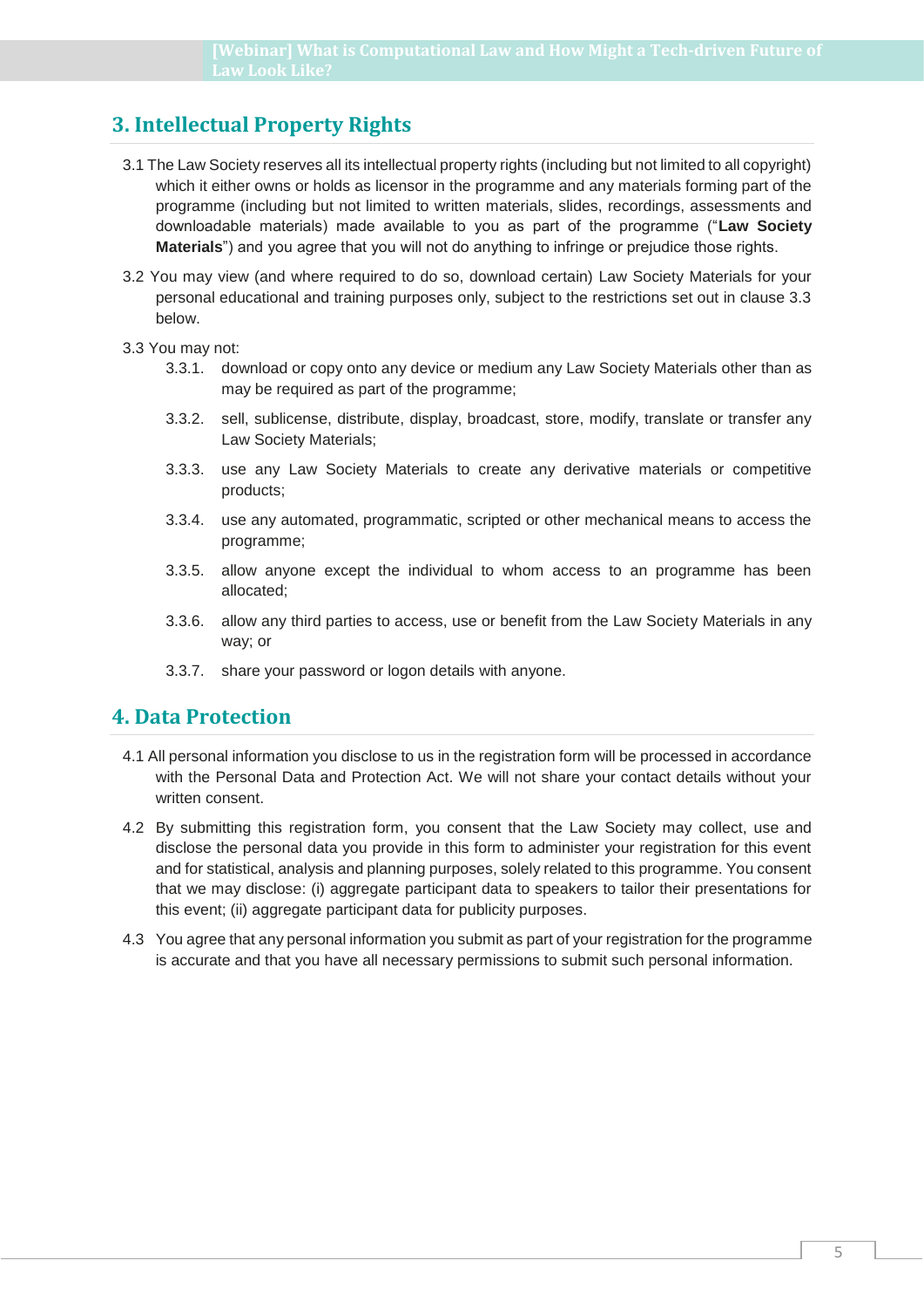## 3. Intellectual Property Rights

3.1 The Law Society reserves all its intellectual property rights (including but not limited to all copyright) which it either owns or holds as licensor in the programme and any materials forming part of the programme (including but not limited to written materials, slides, recordings, assessments and downloadable materials) made available to you as part of the programme ("**Law Society Materials**") and you agree that you will not do anything to infringe or prejudice those rights.

3.2 You may view (and where required to do so, download certain) Law Society Materials for your personal educational and training purposes only, subject to the restrictions set out in clause 3.3 below.

3.3 You may not:

- 3.3.1. download or copy onto any device or medium any Law Society Materials other than as may be required as part of the programme;
- 3.3.2. sell, sublicense, distribute, display, broadcast, store, modify, translate or transfer any Law Society Materials;
- 3.3.3. use any Law Society Materials to create any derivative materials or competitive products;
- 3.3.4. use any automated, programmatic, scripted or other mechanical means to access the programme;
- 3.3.5. allow anyone except the individual to whom access to an programme has been allocated;
- 3.3.6. allow any third parties to access, use or benefit from the Law Society Materials in any way; or
- 3.3.7. share your password or logon details with anyone.

## 4. Data Protection

4.1 All personal information you disclose to us in the registration form will be processed in accordance with the Personal Data and Protection Act. We will not share your contact details without your written consent.

4.2 By submitting this registration form, you consent that the Law Society may collect, use and disclose the personal data you provide in this form to administer your registration for this event and for statistical, analysis and planning purposes, solely related to this programme. You consent that we may disclose: (i) aggregate participant data to speakers to tailor their presentations for this event; (ii) aggregate participant data for publicity purposes.

4.3 You agree that any personal information you submit as part of your registration for the programme is accurate and that you have all necessary permissions to submit such personal information.